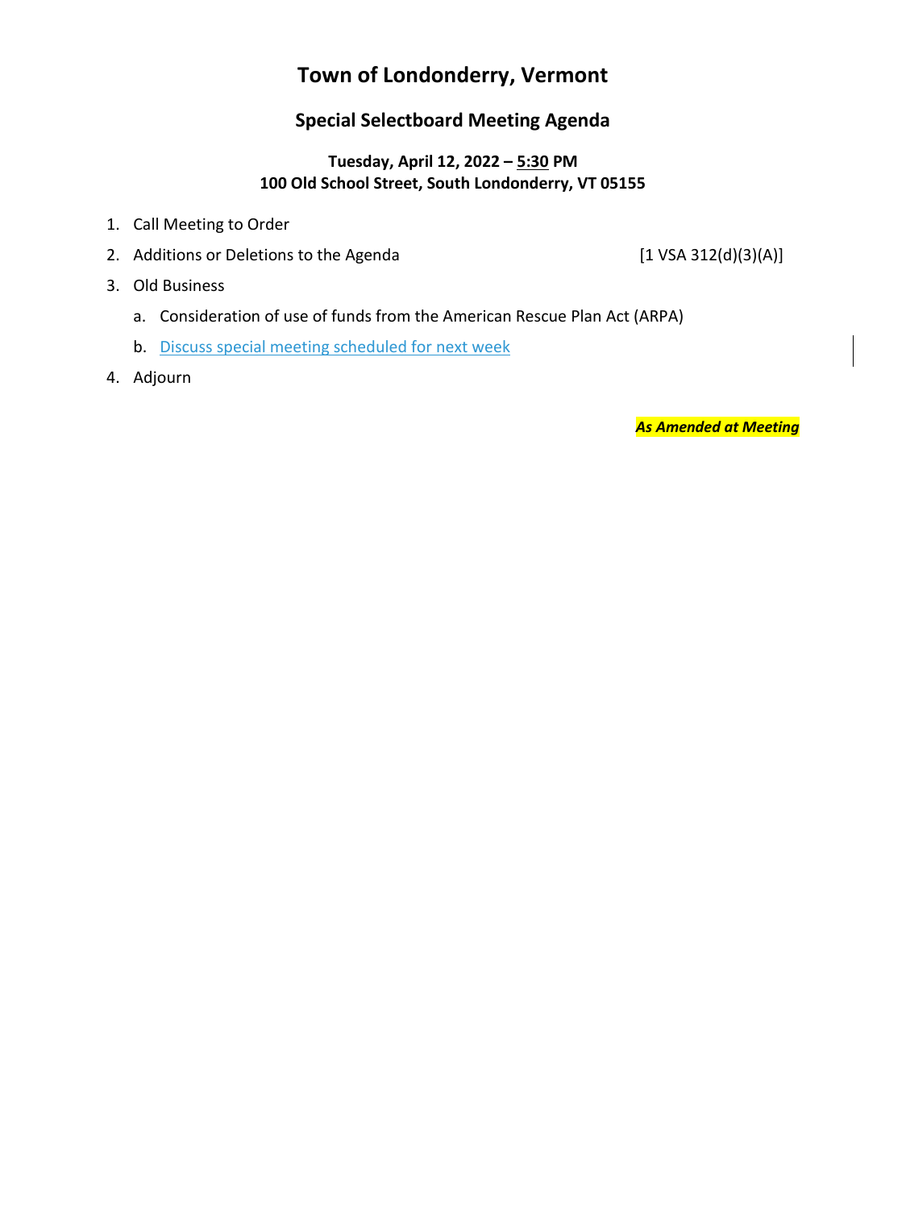# Town of Londonderry, Vermont

## Special Selectboard Meeting Agenda

**Tuesday, April 12, 2022 – 5:30 PM**
**100 Old School Street, South Londonderry, VT 05155**

1. Call Meeting to Order
2. Additions or Deletions to the Agenda [1 VSA 312(d)(3)(A)]
3. Old Business
   a. Consideration of use of funds from the American Rescue Plan Act (ARPA)
   b. Discuss special meeting scheduled for next week
4. Adjourn

***As Amended at Meeting***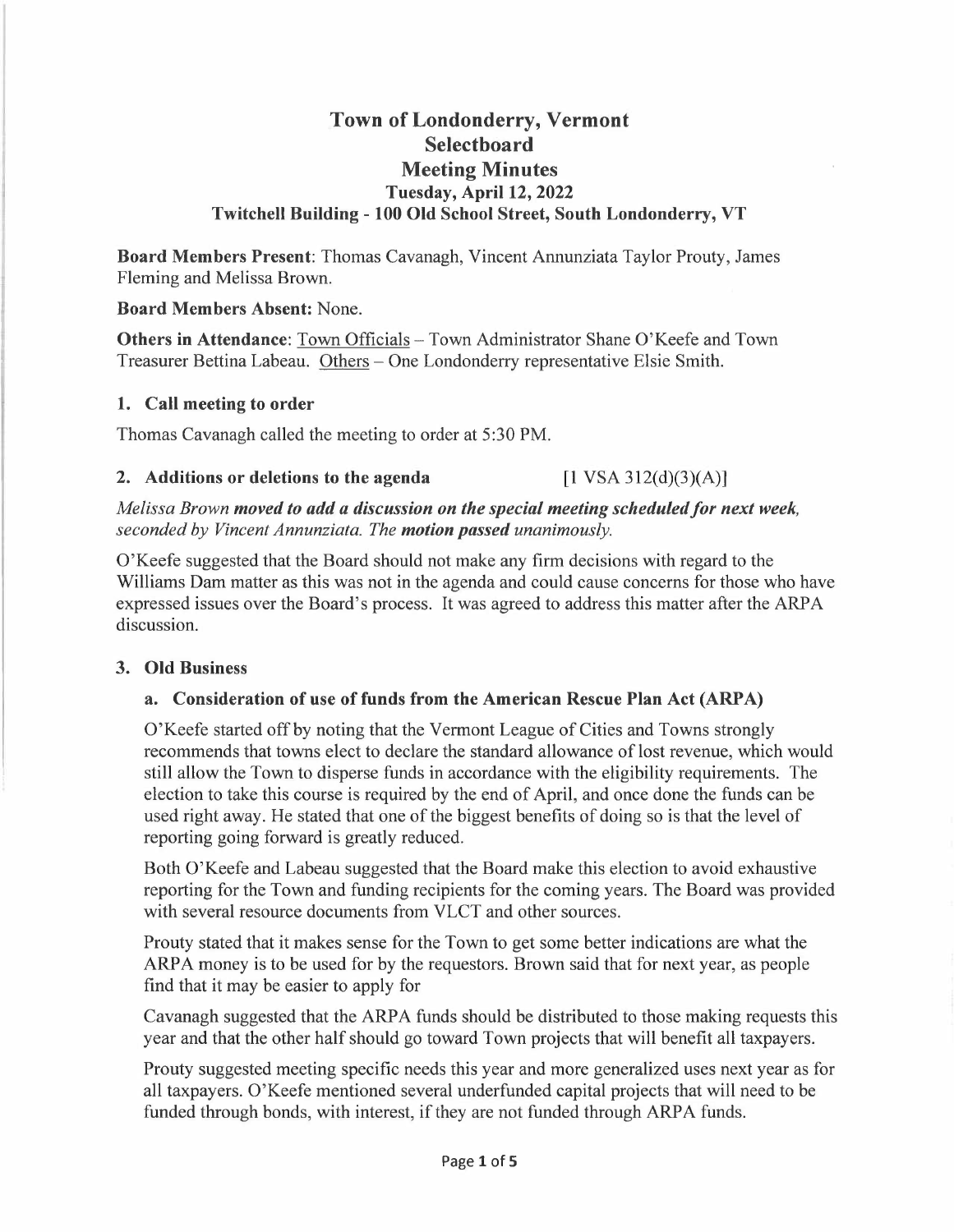# Town of Londonderry, Vermont
# Selectboard
# Meeting Minutes
### Tuesday, April 12, 2022
### Twitchell Building - 100 Old School Street, South Londonderry, VT

**Board Members Present**: Thomas Cavanagh, Vincent Annunziata Taylor Prouty, James Fleming and Melissa Brown.

**Board Members Absent:** None.

**Others in Attendance**: Town Officials – Town Administrator Shane O'Keefe and Town Treasurer Bettina Labeau. Others – One Londonderry representative Elsie Smith.

## 1. Call meeting to order

Thomas Cavanagh called the meeting to order at 5:30 PM.

## 2. Additions or deletions to the agenda [1 VSA 312(d)(3)(A)]

*Melissa Brown* ***moved to add a discussion on the special meeting scheduled for next week****, seconded by Vincent Annunziata. The* ***motion passed*** *unanimously.*

O'Keefe suggested that the Board should not make any firm decisions with regard to the Williams Dam matter as this was not in the agenda and could cause concerns for those who have expressed issues over the Board's process. It was agreed to address this matter after the ARPA discussion.

## 3. Old Business

### a. Consideration of use of funds from the American Rescue Plan Act (ARPA)

O'Keefe started off by noting that the Vermont League of Cities and Towns strongly recommends that towns elect to declare the standard allowance of lost revenue, which would still allow the Town to disperse funds in accordance with the eligibility requirements. The election to take this course is required by the end of April, and once done the funds can be used right away. He stated that one of the biggest benefits of doing so is that the level of reporting going forward is greatly reduced.

Both O'Keefe and Labeau suggested that the Board make this election to avoid exhaustive reporting for the Town and funding recipients for the coming years. The Board was provided with several resource documents from VLCT and other sources.

Prouty stated that it makes sense for the Town to get some better indications are what the ARPA money is to be used for by the requestors. Brown said that for next year, as people find that it may be easier to apply for

Cavanagh suggested that the ARPA funds should be distributed to those making requests this year and that the other half should go toward Town projects that will benefit all taxpayers.

Prouty suggested meeting specific needs this year and more generalized uses next year as for all taxpayers. O'Keefe mentioned several underfunded capital projects that will need to be funded through bonds, with interest, if they are not funded through ARPA funds.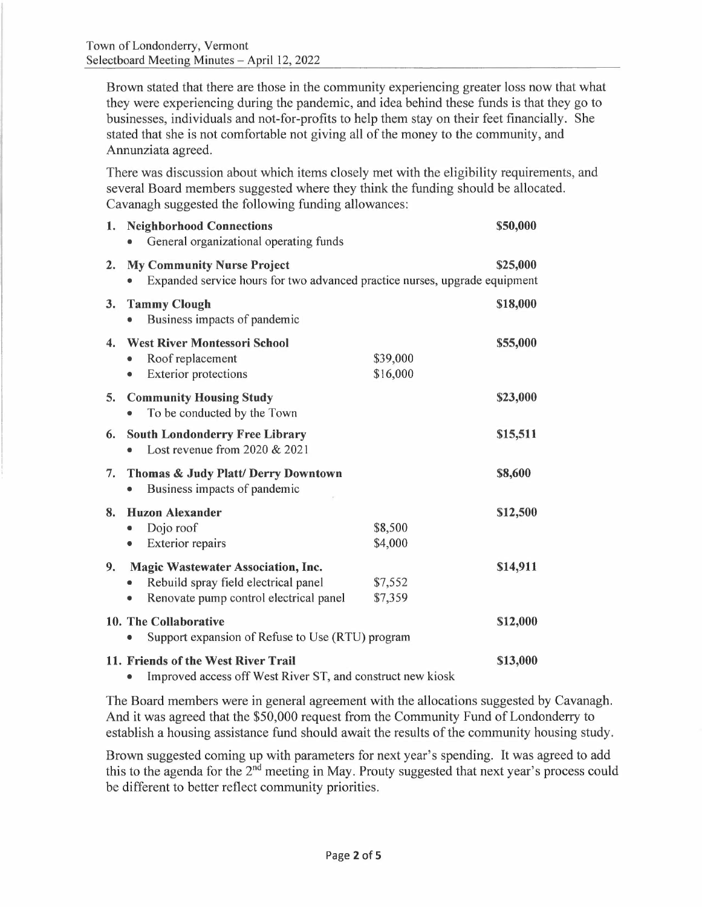Brown stated that there are those in the community experiencing greater loss now that what they were experiencing during the pandemic, and idea behind these funds is that they go to businesses, individuals and not-for-profits to help them stay on their feet financially. She stated that she is not comfortable not giving all of the money to the community, and Annunziata agreed.

There was discussion about which items closely met with the eligibility requirements, and several Board members suggested where they think the funding should be allocated. Cavanagh suggested the following funding allowances:

1. **Neighborhood Connections** — **$50,000**
   - General organizational operating funds
2. **My Community Nurse Project** — **$25,000**
   - Expanded service hours for two advanced practice nurses, upgrade equipment
3. **Tammy Clough** — **$18,000**
   - Business impacts of pandemic
4. **West River Montessori School** — **$55,000**
   - Roof replacement — $39,000
   - Exterior protections — $16,000
5. **Community Housing Study** — **$23,000**
   - To be conducted by the Town
6. **South Londonderry Free Library** — **$15,511**
   - Lost revenue from 2020 & 2021
7. **Thomas & Judy Platt/ Derry Downtown** — **$8,600**
   - Business impacts of pandemic
8. **Huzon Alexander** — **$12,500**
   - Dojo roof — $8,500
   - Exterior repairs — $4,000
9. **Magic Wastewater Association, Inc.** — **$14,911**
   - Rebuild spray field electrical panel — $7,552
   - Renovate pump control electrical panel — $7,359
10. **The Collaborative** — **$12,000**
    - Support expansion of Refuse to Use (RTU) program
11. **Friends of the West River Trail** — **$13,000**
    - Improved access off West River ST, and construct new kiosk

The Board members were in general agreement with the allocations suggested by Cavanagh. And it was agreed that the $50,000 request from the Community Fund of Londonderry to establish a housing assistance fund should await the results of the community housing study.

Brown suggested coming up with parameters for next year's spending. It was agreed to add this to the agenda for the 2nd meeting in May. Prouty suggested that next year's process could be different to better reflect community priorities.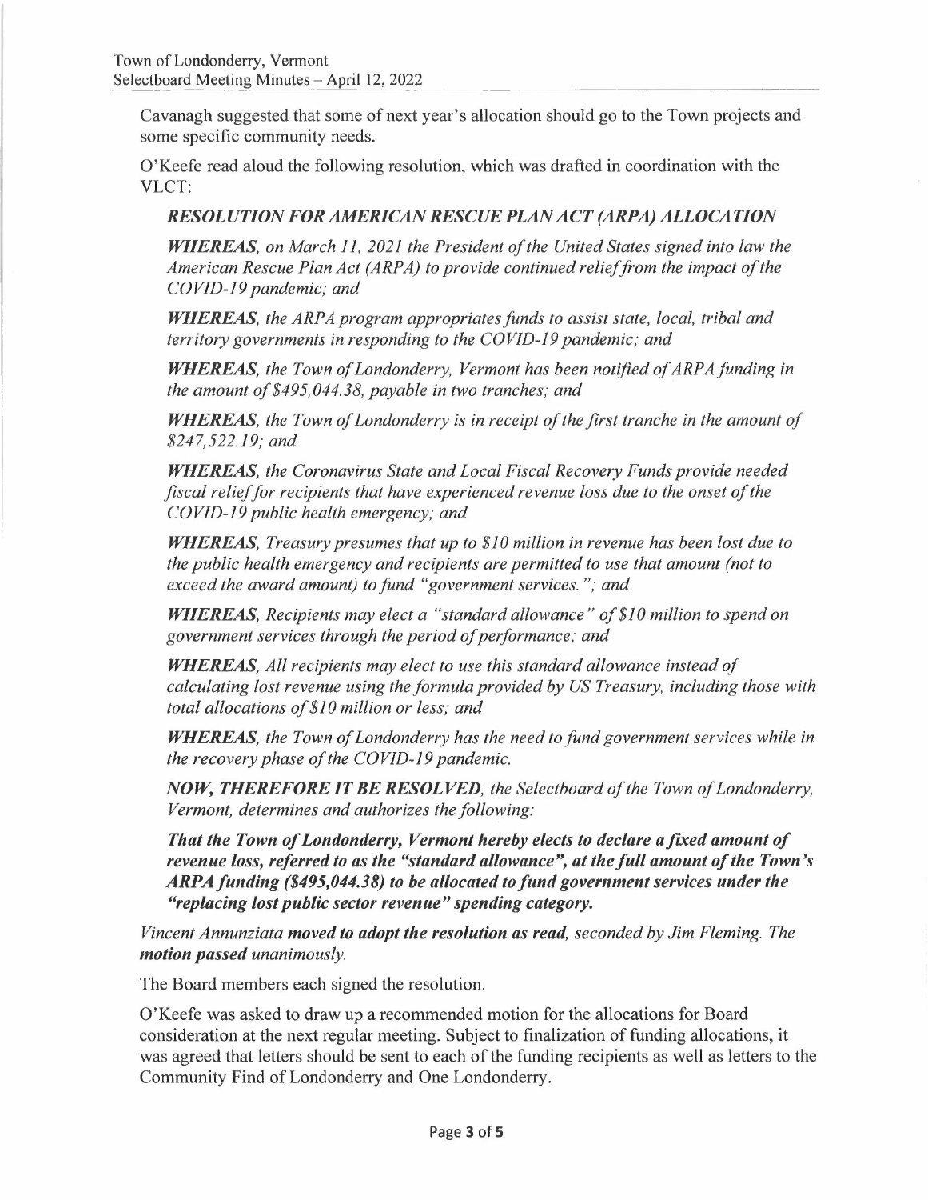Cavanagh suggested that some of next year's allocation should go to the Town projects and some specific community needs.

O'Keefe read aloud the following resolution, which was drafted in coordination with the VLCT:

***RESOLUTION FOR AMERICAN RESCUE PLAN ACT (ARPA) ALLOCATION***

***WHEREAS**, on March 11, 2021 the President of the United States signed into law the American Rescue Plan Act (ARPA) to provide continued relief from the impact of the COVID-19 pandemic; and*

***WHEREAS**, the ARPA program appropriates funds to assist state, local, tribal and territory governments in responding to the COVID-19 pandemic; and*

***WHEREAS**, the Town of Londonderry, Vermont has been notified of ARPA funding in the amount of $495,044.38, payable in two tranches; and*

***WHEREAS**, the Town of Londonderry is in receipt of the first tranche in the amount of $247,522.19; and*

***WHEREAS**, the Coronavirus State and Local Fiscal Recovery Funds provide needed fiscal relief for recipients that have experienced revenue loss due to the onset of the COVID-19 public health emergency; and*

***WHEREAS**, Treasury presumes that up to $10 million in revenue has been lost due to the public health emergency and recipients are permitted to use that amount (not to exceed the award amount) to fund "government services."; and*

***WHEREAS**, Recipients may elect a "standard allowance" of $10 million to spend on government services through the period of performance; and*

***WHEREAS**, All recipients may elect to use this standard allowance instead of calculating lost revenue using the formula provided by US Treasury, including those with total allocations of $10 million or less; and*

***WHEREAS**, the Town of Londonderry has the need to fund government services while in the recovery phase of the COVID-19 pandemic.*

***NOW, THEREFORE IT BE RESOLVED**, the Selectboard of the Town of Londonderry, Vermont, determines and authorizes the following:*

***That the Town of Londonderry, Vermont hereby elects to declare a fixed amount of revenue loss, referred to as the "standard allowance", at the full amount of the Town's ARPA funding ($495,044.38) to be allocated to fund government services under the "replacing lost public sector revenue" spending category.***

*Vincent Annunziata **moved to adopt the resolution as read**, seconded by Jim Fleming. The **motion passed** unanimously.*

The Board members each signed the resolution.

O'Keefe was asked to draw up a recommended motion for the allocations for Board consideration at the next regular meeting. Subject to finalization of funding allocations, it was agreed that letters should be sent to each of the funding recipients as well as letters to the Community Find of Londonderry and One Londonderry.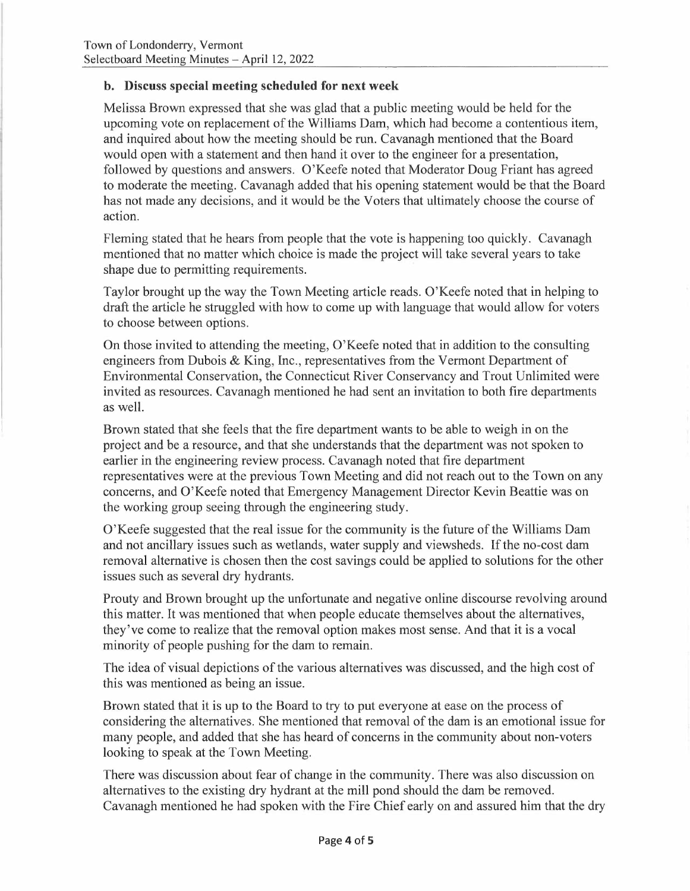### b. Discuss special meeting scheduled for next week

Melissa Brown expressed that she was glad that a public meeting would be held for the upcoming vote on replacement of the Williams Dam, which had become a contentious item, and inquired about how the meeting should be run. Cavanagh mentioned that the Board would open with a statement and then hand it over to the engineer for a presentation, followed by questions and answers. O'Keefe noted that Moderator Doug Friant has agreed to moderate the meeting. Cavanagh added that his opening statement would be that the Board has not made any decisions, and it would be the Voters that ultimately choose the course of action.

Fleming stated that he hears from people that the vote is happening too quickly. Cavanagh mentioned that no matter which choice is made the project will take several years to take shape due to permitting requirements.

Taylor brought up the way the Town Meeting article reads. O'Keefe noted that in helping to draft the article he struggled with how to come up with language that would allow for voters to choose between options.

On those invited to attending the meeting, O'Keefe noted that in addition to the consulting engineers from Dubois & King, Inc., representatives from the Vermont Department of Environmental Conservation, the Connecticut River Conservancy and Trout Unlimited were invited as resources. Cavanagh mentioned he had sent an invitation to both fire departments as well.

Brown stated that she feels that the fire department wants to be able to weigh in on the project and be a resource, and that she understands that the department was not spoken to earlier in the engineering review process. Cavanagh noted that fire department representatives were at the previous Town Meeting and did not reach out to the Town on any concerns, and O'Keefe noted that Emergency Management Director Kevin Beattie was on the working group seeing through the engineering study.

O'Keefe suggested that the real issue for the community is the future of the Williams Dam and not ancillary issues such as wetlands, water supply and viewsheds. If the no-cost dam removal alternative is chosen then the cost savings could be applied to solutions for the other issues such as several dry hydrants.

Prouty and Brown brought up the unfortunate and negative online discourse revolving around this matter. It was mentioned that when people educate themselves about the alternatives, they've come to realize that the removal option makes most sense. And that it is a vocal minority of people pushing for the dam to remain.

The idea of visual depictions of the various alternatives was discussed, and the high cost of this was mentioned as being an issue.

Brown stated that it is up to the Board to try to put everyone at ease on the process of considering the alternatives. She mentioned that removal of the dam is an emotional issue for many people, and added that she has heard of concerns in the community about non-voters looking to speak at the Town Meeting.

There was discussion about fear of change in the community. There was also discussion on alternatives to the existing dry hydrant at the mill pond should the dam be removed. Cavanagh mentioned he had spoken with the Fire Chief early on and assured him that the dry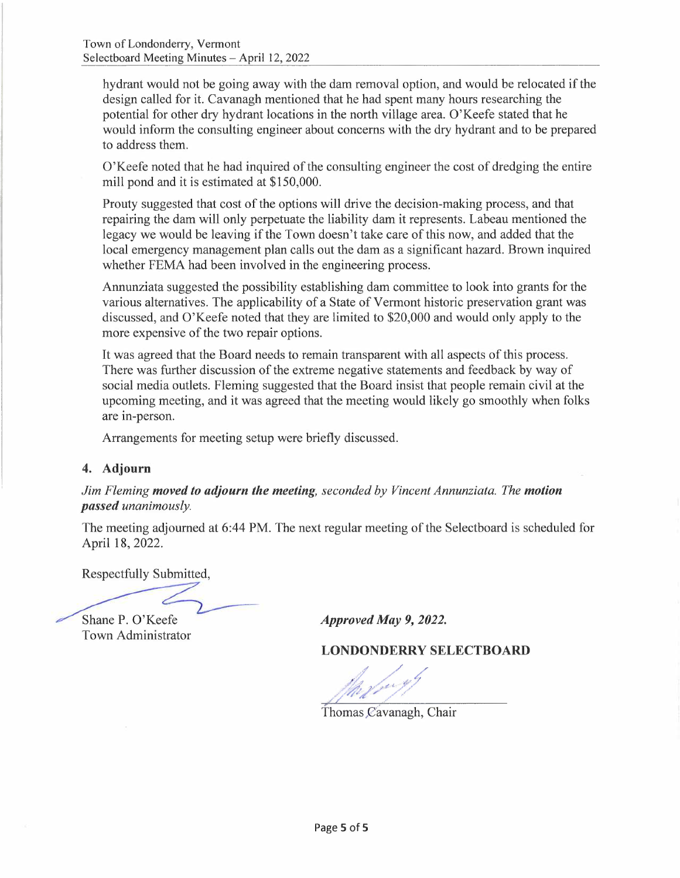hydrant would not be going away with the dam removal option, and would be relocated if the design called for it. Cavanagh mentioned that he had spent many hours researching the potential for other dry hydrant locations in the north village area. O'Keefe stated that he would inform the consulting engineer about concerns with the dry hydrant and to be prepared to address them.

O'Keefe noted that he had inquired of the consulting engineer the cost of dredging the entire mill pond and it is estimated at $150,000.

Prouty suggested that cost of the options will drive the decision-making process, and that repairing the dam will only perpetuate the liability dam it represents. Labeau mentioned the legacy we would be leaving if the Town doesn't take care of this now, and added that the local emergency management plan calls out the dam as a significant hazard. Brown inquired whether FEMA had been involved in the engineering process.

Annunziata suggested the possibility establishing dam committee to look into grants for the various alternatives. The applicability of a State of Vermont historic preservation grant was discussed, and O'Keefe noted that they are limited to $20,000 and would only apply to the more expensive of the two repair options.

It was agreed that the Board needs to remain transparent with all aspects of this process. There was further discussion of the extreme negative statements and feedback by way of social media outlets. Fleming suggested that the Board insist that people remain civil at the upcoming meeting, and it was agreed that the meeting would likely go smoothly when folks are in-person.

Arrangements for meeting setup were briefly discussed.

## 4. Adjourn

*Jim Fleming* ***moved to adjourn the meeting****, seconded by Vincent Annunziata. The* ***motion passed*** *unanimously.*

The meeting adjourned at 6:44 PM. The next regular meeting of the Selectboard is scheduled for April 18, 2022.

Respectfully Submitted,

Shane P. O'Keefe
Town Administrator

***Approved May 9, 2022.***

**LONDONDERRY SELECTBOARD**

Thomas Cavanagh, Chair